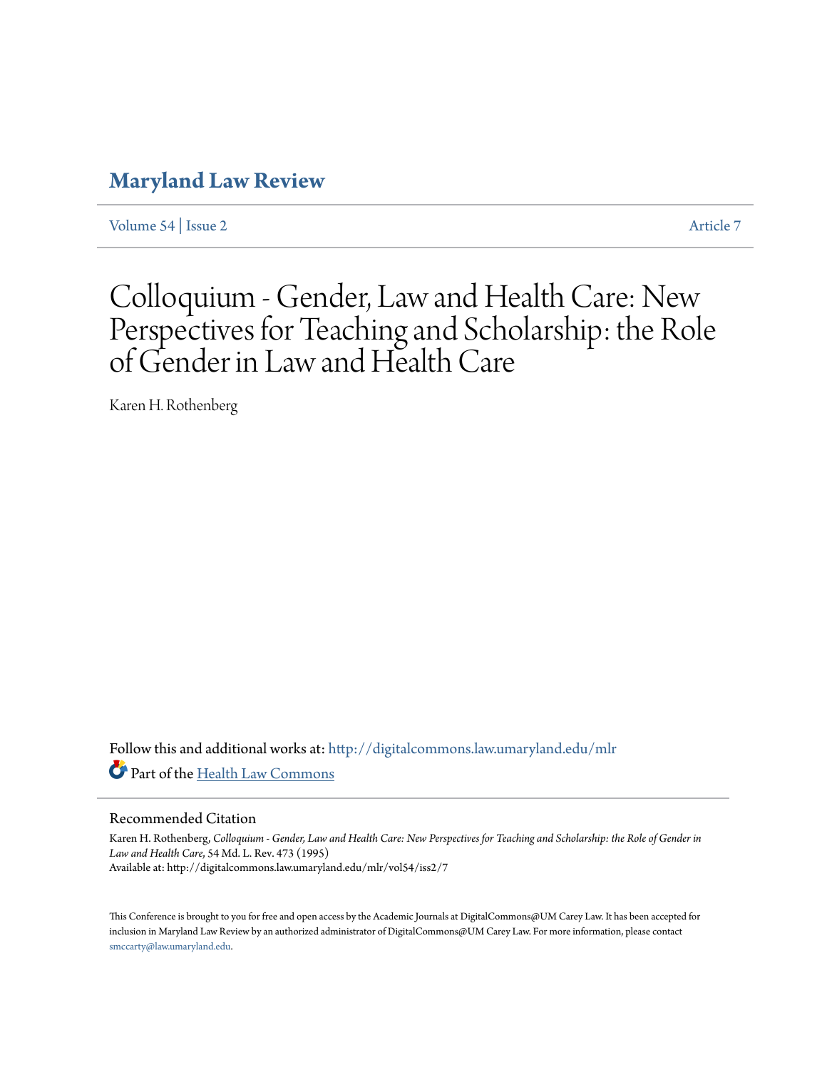# Maryland Law Review

Volume 54 | Issue 2 Article 7

# Colloquium - Gender, Law and Health Care: New Perspectives for Teaching and Scholarship: the Role of Gender in Law and Health Care

Karen H. Rothenberg

Follow this and additional works at: http://digitalcommons.law.umaryland.edu/mlr

Part of the Health Law Commons

## Recommended Citation

Karen H. Rothenberg, *Colloquium - Gender, Law and Health Care: New Perspectives for Teaching and Scholarship: the Role of Gender in Law and Health Care*, 54 Md. L. Rev. 473 (1995)
Available at: http://digitalcommons.law.umaryland.edu/mlr/vol54/iss2/7

This Conference is brought to you for free and open access by the Academic Journals at DigitalCommons@UM Carey Law. It has been accepted for inclusion in Maryland Law Review by an authorized administrator of DigitalCommons@UM Carey Law. For more information, please contact smccarty@law.umaryland.edu.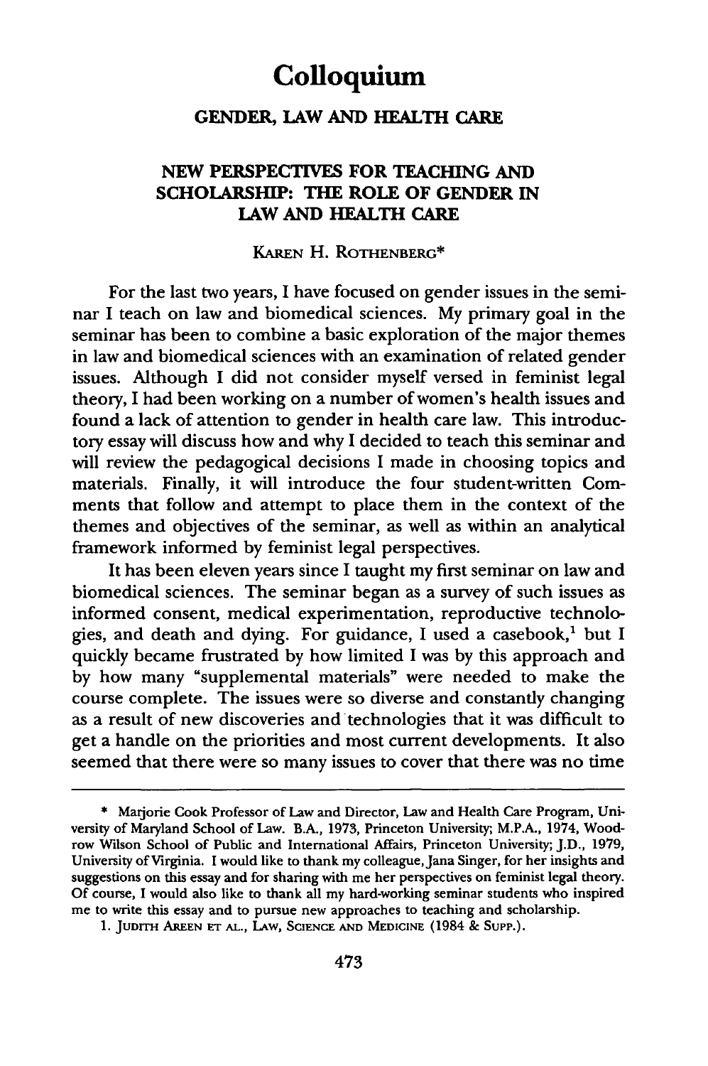# Colloquium

## GENDER, LAW AND HEALTH CARE

### NEW PERSPECTIVES FOR TEACHING AND SCHOLARSHIP: THE ROLE OF GENDER IN LAW AND HEALTH CARE

KAREN H. ROTHENBERG*

For the last two years, I have focused on gender issues in the seminar I teach on law and biomedical sciences. My primary goal in the seminar has been to combine a basic exploration of the major themes in law and biomedical sciences with an examination of related gender issues. Although I did not consider myself versed in feminist legal theory, I had been working on a number of women's health issues and found a lack of attention to gender in health care law. This introductory essay will discuss how and why I decided to teach this seminar and will review the pedagogical decisions I made in choosing topics and materials. Finally, it will introduce the four student-written Comments that follow and attempt to place them in the context of the themes and objectives of the seminar, as well as within an analytical framework informed by feminist legal perspectives.

It has been eleven years since I taught my first seminar on law and biomedical sciences. The seminar began as a survey of such issues as informed consent, medical experimentation, reproductive technologies, and death and dying. For guidance, I used a casebook,[1] but I quickly became frustrated by how limited I was by this approach and by how many "supplemental materials" were needed to make the course complete. The issues were so diverse and constantly changing as a result of new discoveries and technologies that it was difficult to get a handle on the priorities and most current developments. It also seemed that there were so many issues to cover that there was no time

---

\* Marjorie Cook Professor of Law and Director, Law and Health Care Program, University of Maryland School of Law. B.A., 1973, Princeton University; M.P.A., 1974, Woodrow Wilson School of Public and International Affairs, Princeton University; J.D., 1979, University of Virginia. I would like to thank my colleague, Jana Singer, for her insights and suggestions on this essay and for sharing with me her perspectives on feminist legal theory. Of course, I would also like to thank all my hard-working seminar students who inspired me to write this essay and to pursue new approaches to teaching and scholarship.

1. JUDITH AREEN ET AL., LAW, SCIENCE AND MEDICINE (1984 & SUPP.).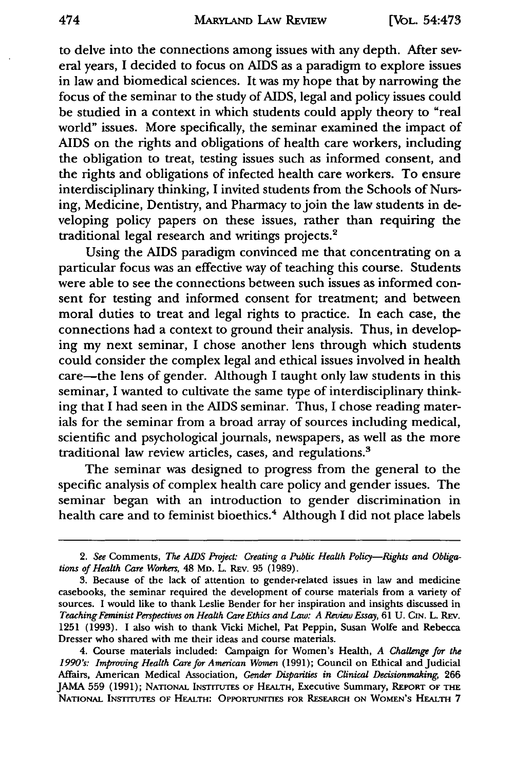to delve into the connections among issues with any depth. After several years, I decided to focus on AIDS as a paradigm to explore issues in law and biomedical sciences. It was my hope that by narrowing the focus of the seminar to the study of AIDS, legal and policy issues could be studied in a context in which students could apply theory to "real world" issues. More specifically, the seminar examined the impact of AIDS on the rights and obligations of health care workers, including the obligation to treat, testing issues such as informed consent, and the rights and obligations of infected health care workers. To ensure interdisciplinary thinking, I invited students from the Schools of Nursing, Medicine, Dentistry, and Pharmacy to join the law students in developing policy papers on these issues, rather than requiring the traditional legal research and writings projects.[2]

Using the AIDS paradigm convinced me that concentrating on a particular focus was an effective way of teaching this course. Students were able to see the connections between such issues as informed consent for testing and informed consent for treatment; and between moral duties to treat and legal rights to practice. In each case, the connections had a context to ground their analysis. Thus, in developing my next seminar, I chose another lens through which students could consider the complex legal and ethical issues involved in health care—the lens of gender. Although I taught only law students in this seminar, I wanted to cultivate the same type of interdisciplinary thinking that I had seen in the AIDS seminar. Thus, I chose reading materials for the seminar from a broad array of sources including medical, scientific and psychological journals, newspapers, as well as the more traditional law review articles, cases, and regulations.[3]

The seminar was designed to progress from the general to the specific analysis of complex health care policy and gender issues. The seminar began with an introduction to gender discrimination in health care and to feminist bioethics.[4] Although I did not place labels

---

2. *See* Comments, *The AIDS Project: Creating a Public Health Policy—Rights and Obligations of Health Care Workers*, 48 MD. L. REV. 95 (1989).

3. Because of the lack of attention to gender-related issues in law and medicine casebooks, the seminar required the development of course materials from a variety of sources. I would like to thank Leslie Bender for her inspiration and insights discussed in *Teaching Feminist Perspectives on Health Care Ethics and Law: A Review Essay*, 61 U. CIN. L. REV. 1251 (1993). I also wish to thank Vicki Michel, Pat Peppin, Susan Wolfe and Rebecca Dresser who shared with me their ideas and course materials.

4. Course materials included: Campaign for Women's Health, *A Challenge for the 1990's: Improving Health Care for American Women* (1991); Council on Ethical and Judicial Affairs, American Medical Association, *Gender Disparities in Clinical Decisionmaking*, 266 JAMA 559 (1991); NATIONAL INSTITUTES OF HEALTH, Executive Summary, REPORT OF THE NATIONAL INSTITUTES OF HEALTH: OPPORTUNITIES FOR RESEARCH ON WOMEN'S HEALTH 7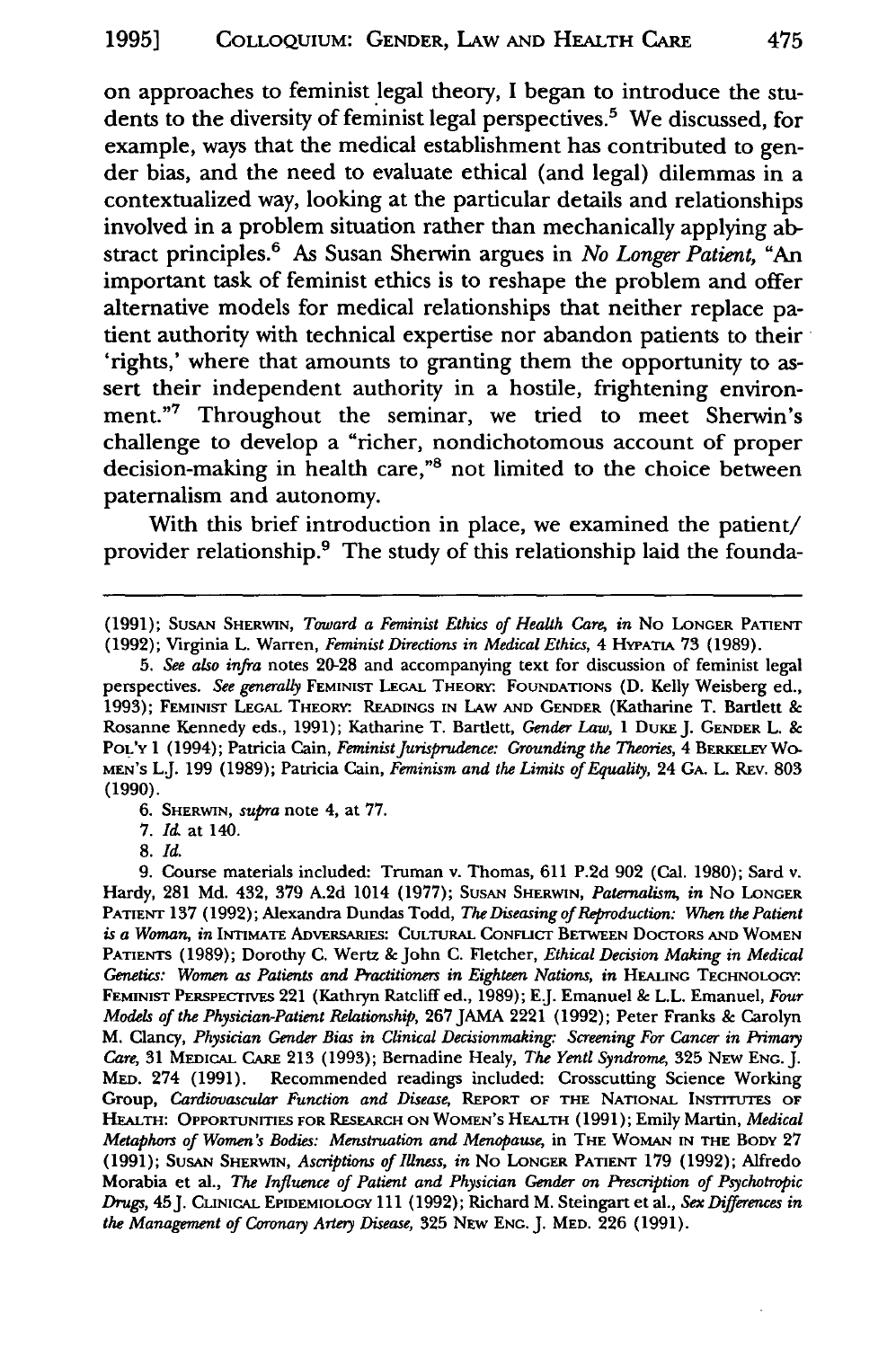on approaches to feminist legal theory, I began to introduce the students to the diversity of feminist legal perspectives.[5] We discussed, for example, ways that the medical establishment has contributed to gender bias, and the need to evaluate ethical (and legal) dilemmas in a contextualized way, looking at the particular details and relationships involved in a problem situation rather than mechanically applying abstract principles.[6] As Susan Sherwin argues in *No Longer Patient*, "An important task of feminist ethics is to reshape the problem and offer alternative models for medical relationships that neither replace patient authority with technical expertise nor abandon patients to their 'rights,' where that amounts to granting them the opportunity to assert their independent authority in a hostile, frightening environment."[7] Throughout the seminar, we tried to meet Sherwin's challenge to develop a "richer, nondichotomous account of proper decision-making in health care,"[8] not limited to the choice between paternalism and autonomy.

With this brief introduction in place, we examined the patient/provider relationship.[9] The study of this relationship laid the founda-

---

(1991); SUSAN SHERWIN, *Toward a Feminist Ethics of Health Care*, *in* NO LONGER PATIENT (1992); Virginia L. Warren, *Feminist Directions in Medical Ethics*, 4 HYPATIA 73 (1989).

5. *See also infra* notes 20-28 and accompanying text for discussion of feminist legal perspectives. *See generally* FEMINIST LEGAL THEORY: FOUNDATIONS (D. Kelly Weisberg ed., 1993); FEMINIST LEGAL THEORY: READINGS IN LAW AND GENDER (Katharine T. Bartlett & Rosanne Kennedy eds., 1991); Katharine T. Bartlett, *Gender Law*, 1 DUKE J. GENDER L. & POL'Y 1 (1994); Patricia Cain, *Feminist Jurisprudence: Grounding the Theories*, 4 BERKELEY WOMEN'S L.J. 199 (1989); Patricia Cain, *Feminism and the Limits of Equality*, 24 GA. L. REV. 803 (1990).

6. SHERWIN, *supra* note 4, at 77.

7. *Id.* at 140.

8. *Id.*

9. Course materials included: Truman v. Thomas, 611 P.2d 902 (Cal. 1980); Sard v. Hardy, 281 Md. 432, 379 A.2d 1014 (1977); SUSAN SHERWIN, *Paternalism*, *in* NO LONGER PATIENT 137 (1992); Alexandra Dundas Todd, *The Diseasing of Reproduction: When the Patient is a Woman*, *in* INTIMATE ADVERSARIES: CULTURAL CONFLICT BETWEEN DOCTORS AND WOMEN PATIENTS (1989); Dorothy C. Wertz & John C. Fletcher, *Ethical Decision Making in Medical Genetics: Women as Patients and Practitioners in Eighteen Nations*, *in* HEALING TECHNOLOGY: FEMINIST PERSPECTIVES 221 (Kathryn Ratcliff ed., 1989); E.J. Emanuel & L.L. Emanuel, *Four Models of the Physician-Patient Relationship*, 267 JAMA 2221 (1992); Peter Franks & Carolyn M. Clancy, *Physician Gender Bias in Clinical Decisionmaking: Screening For Cancer in Primary Care*, 31 MEDICAL CARE 213 (1993); Bernadine Healy, *The Yentl Syndrome*, 325 NEW ENG. J. MED. 274 (1991). Recommended readings included: Crosscutting Science Working Group, *Cardiovascular Function and Disease*, REPORT OF THE NATIONAL INSTITUTES OF HEALTH: OPPORTUNITIES FOR RESEARCH ON WOMEN'S HEALTH (1991); Emily Martin, *Medical Metaphors of Women's Bodies: Menstruation and Menopause*, in THE WOMAN IN THE BODY 27 (1991); SUSAN SHERWIN, *Ascriptions of Illness*, *in* NO LONGER PATIENT 179 (1992); Alfredo Morabia et al., *The Influence of Patient and Physician Gender on Prescription of Psychotropic Drugs*, 45 J. CLINICAL EPIDEMIOLOGY 111 (1992); Richard M. Steingart et al., *Sex Differences in the Management of Coronary Artery Disease*, 325 NEW ENG. J. MED. 226 (1991).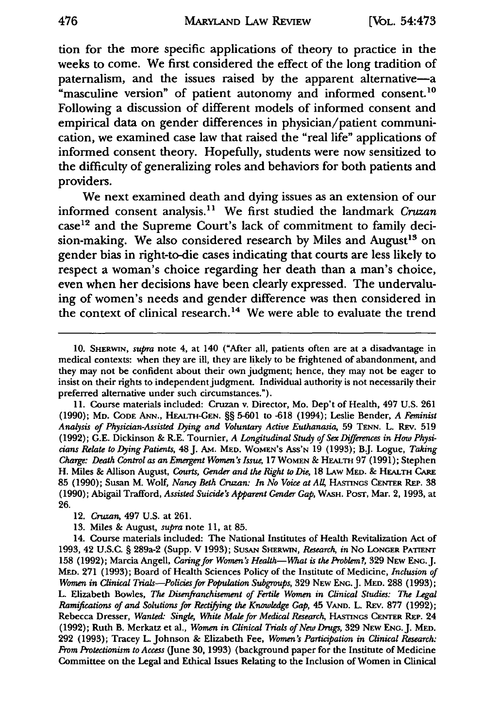tion for the more specific applications of theory to practice in the weeks to come. We first considered the effect of the long tradition of paternalism, and the issues raised by the apparent alternative—a "masculine version" of patient autonomy and informed consent.[10] Following a discussion of different models of informed consent and empirical data on gender differences in physician/patient communication, we examined case law that raised the "real life" applications of informed consent theory. Hopefully, students were now sensitized to the difficulty of generalizing roles and behaviors for both patients and providers.

We next examined death and dying issues as an extension of our informed consent analysis.[11] We first studied the landmark *Cruzan* case[12] and the Supreme Court's lack of commitment to family decision-making. We also considered research by Miles and August[13] on gender bias in right-to-die cases indicating that courts are less likely to respect a woman's choice regarding her death than a man's choice, even when her decisions have been clearly expressed. The undervaluing of women's needs and gender difference was then considered in the context of clinical research.[14] We were able to evaluate the trend

---

10. SHERWIN, *supra* note 4, at 140 ("After all, patients often are at a disadvantage in medical contexts: when they are ill, they are likely to be frightened of abandonment, and they may not be confident about their own judgment; hence, they may not be eager to insist on their rights to independent judgment. Individual authority is not necessarily their preferred alternative under such circumstances.").

11. Course materials included: Cruzan v. Director, Mo. Dep't of Health, 497 U.S. 261 (1990); MD. CODE ANN., HEALTH-GEN. §§ 5-601 to -618 (1994); Leslie Bender, *A Feminist Analysis of Physician-Assisted Dying and Voluntary Active Euthanasia*, 59 TENN. L. REV. 519 (1992); G.E. Dickinson & R.E. Tournier, *A Longitudinal Study of Sex Differences in How Physicians Relate to Dying Patients*, 48 J. AM. MED. WOMEN'S ASS'N 19 (1993); B.J. Logue, *Taking Charge: Death Control as an Emergent Women's Issue*, 17 WOMEN & HEALTH 97 (1991); Stephen H. Miles & Allison August, *Courts, Gender and the Right to Die*, 18 LAW MED. & HEALTH CARE 85 (1990); Susan M. Wolf, *Nancy Beth Cruzan: In No Voice at All*, HASTINGS CENTER REP. 38 (1990); Abigail Trafford, *Assisted Suicide's Apparent Gender Gap*, WASH. POST, Mar. 2, 1993, at 26.

12. *Cruzan*, 497 U.S. at 261.

13. Miles & August, *supra* note 11, at 85.

14. Course materials included: The National Institutes of Health Revitalization Act of 1993, 42 U.S.C. § 289a-2 (Supp. V 1993); SUSAN SHERWIN, *Research*, *in* NO LONGER PATIENT 158 (1992); Marcia Angell, *Caring for Women's Health—What is the Problem?*, 329 NEW ENG. J. MED. 271 (1993); Board of Health Sciences Policy of the Institute of Medicine, *Inclusion of Women in Clinical Trials—Policies for Population Subgroups*, 329 NEW ENG. J. MED. 288 (1993); L. Elizabeth Bowles, *The Disenfranchisement of Fertile Women in Clinical Studies: The Legal Ramifications of and Solutions for Rectifying the Knowledge Gap*, 45 VAND. L. REV. 877 (1992); Rebecca Dresser, *Wanted: Single, White Male for Medical Research*, HASTINGS CENTER REP. 24 (1992); Ruth B. Merkatz et al., *Women in Clinical Trials of New Drugs*, 329 NEW ENG. J. MED. 292 (1993); Tracey L. Johnson & Elizabeth Fee, *Women's Participation in Clinical Research: From Protectionism to Access* (June 30, 1993) (background paper for the Institute of Medicine Committee on the Legal and Ethical Issues Relating to the Inclusion of Women in Clinical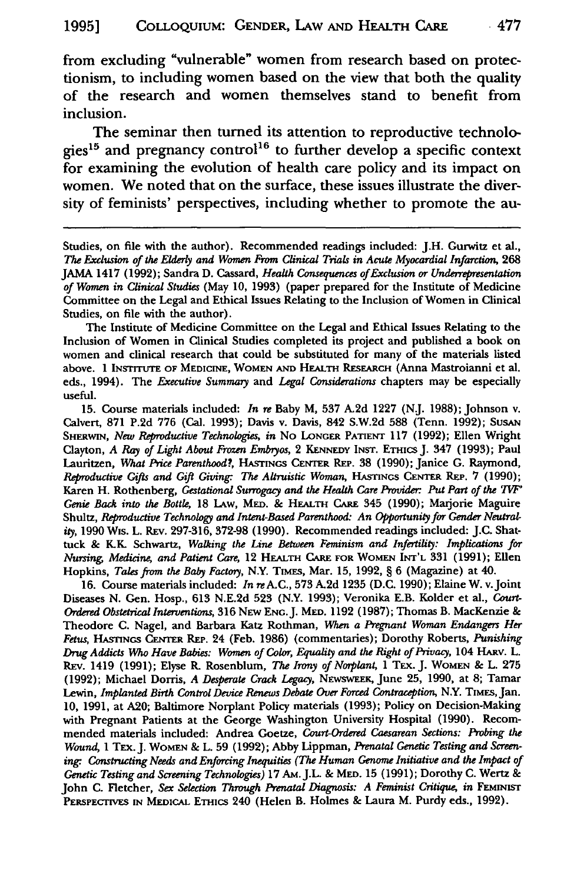from excluding "vulnerable" women from research based on protectionism, to including women based on the view that both the quality of the research and women themselves stand to benefit from inclusion.

The seminar then turned its attention to reproductive technologies[15] and pregnancy control[16] to further develop a specific context for examining the evolution of health care policy and its impact on women. We noted that on the surface, these issues illustrate the diversity of feminists' perspectives, including whether to promote the au-

---

Studies, on file with the author). Recommended readings included: J.H. Gurwitz et al., *The Exclusion of the Elderly and Women From Clinical Trials in Acute Myocardial Infarction*, 268 JAMA 1417 (1992); Sandra D. Cassard, *Health Consequences of Exclusion or Underrepresentation of Women in Clinical Studies* (May 10, 1993) (paper prepared for the Institute of Medicine Committee on the Legal and Ethical Issues Relating to the Inclusion of Women in Clinical Studies, on file with the author).

The Institute of Medicine Committee on the Legal and Ethical Issues Relating to the Inclusion of Women in Clinical Studies completed its project and published a book on women and clinical research that could be substituted for many of the materials listed above. 1 INSTITUTE OF MEDICINE, WOMEN AND HEALTH RESEARCH (Anna Mastroianni et al. eds., 1994). The *Executive Summary* and *Legal Considerations* chapters may be especially useful.

15. Course materials included: *In re* Baby M, 537 A.2d 1227 (N.J. 1988); Johnson v. Calvert, 871 P.2d 776 (Cal. 1993); Davis v. Davis, 842 S.W.2d 588 (Tenn. 1992); SUSAN SHERWIN, *New Reproductive Technologies*, *in* NO LONGER PATIENT 117 (1992); Ellen Wright Clayton, *A Ray of Light About Frozen Embryos*, 2 KENNEDY INST. ETHICS J. 347 (1993); Paul Lauritzen, *What Price Parenthood?*, HASTINGS CENTER REP. 38 (1990); Janice G. Raymond, *Reproductive Gifts and Gift Giving: The Altruistic Woman*, HASTINGS CENTER REP. 7 (1990); Karen H. Rothenberg, *Gestational Surrogacy and the Health Care Provider: Put Part of the 'IVF' Genie Back into the Bottle*, 18 LAW, MED. & HEALTH CARE 345 (1990); Marjorie Maguire Shultz, *Reproductive Technology and Intent-Based Parenthood: An Opportunity for Gender Neutrality*, 1990 WIS. L. REV. 297-316, 372-98 (1990). Recommended readings included: J.C. Shattuck & K.K. Schwartz, *Walking the Line Between Feminism and Infertility: Implications for Nursing, Medicine, and Patient Care*, 12 HEALTH CARE FOR WOMEN INT'L 331 (1991); Ellen Hopkins, *Tales from the Baby Factory*, N.Y. TIMES, Mar. 15, 1992, § 6 (Magazine) at 40.

16. Course materials included: *In re* A.C., 573 A.2d 1235 (D.C. 1990); Elaine W. v. Joint Diseases N. Gen. Hosp., 613 N.E.2d 523 (N.Y. 1993); Veronika E.B. Kolder et al., *Court-Ordered Obstetrical Interventions*, 316 NEW ENG. J. MED. 1192 (1987); Thomas B. MacKenzie & Theodore C. Nagel, and Barbara Katz Rothman, *When a Pregnant Woman Endangers Her Fetus*, HASTINGS CENTER REP. 24 (Feb. 1986) (commentaries); Dorothy Roberts, *Punishing Drug Addicts Who Have Babies: Women of Color, Equality and the Right of Privacy*, 104 HARV. L. REV. 1419 (1991); Elyse R. Rosenblum, *The Irony of Norplant*, 1 TEX. J. WOMEN & L. 275 (1992); Michael Dorris, *A Desperate Crack Legacy*, NEWSWEEK, June 25, 1990, at 8; Tamar Lewin, *Implanted Birth Control Device Renews Debate Over Forced Contraception*, N.Y. TIMES, Jan. 10, 1991, at A20; Baltimore Norplant Policy materials (1993); Policy on Decision-Making with Pregnant Patients at the George Washington University Hospital (1990). Recommended materials included: Andrea Goetze, *Court-Ordered Caesarean Sections: Probing the Wound*, 1 TEX. J. WOMEN & L. 59 (1992); Abby Lippman, *Prenatal Genetic Testing and Screening: Constructing Needs and Enforcing Inequities (The Human Genome Initiative and the Impact of Genetic Testing and Screening Technologies)* 17 AM. J.L. & MED. 15 (1991); Dorothy C. Wertz & John C. Fletcher, *Sex Selection Through Prenatal Diagnosis: A Feminist Critique*, *in* FEMINIST PERSPECTIVES IN MEDICAL ETHICS 240 (Helen B. Holmes & Laura M. Purdy eds., 1992).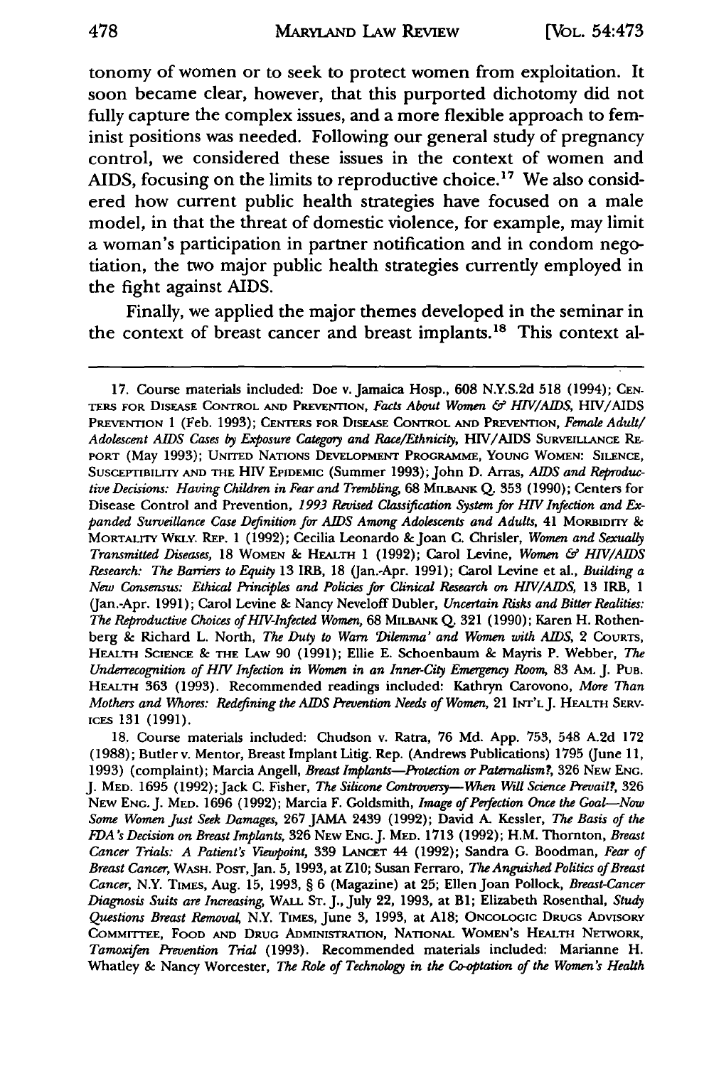tonomy of women or to seek to protect women from exploitation. It soon became clear, however, that this purported dichotomy did not fully capture the complex issues, and a more flexible approach to feminist positions was needed. Following our general study of pregnancy control, we considered these issues in the context of women and AIDS, focusing on the limits to reproductive choice.[17] We also considered how current public health strategies have focused on a male model, in that the threat of domestic violence, for example, may limit a woman's participation in partner notification and in condom negotiation, the two major public health strategies currently employed in the fight against AIDS.

Finally, we applied the major themes developed in the seminar in the context of breast cancer and breast implants.[18] This context al-

---

17. Course materials included: Doe v. Jamaica Hosp., 608 N.Y.S.2d 518 (1994); CENTERS FOR DISEASE CONTROL AND PREVENTION, *Facts About Women & HIV/AIDS*, HIV/AIDS PREVENTION 1 (Feb. 1993); CENTERS FOR DISEASE CONTROL AND PREVENTION, *Female Adult/Adolescent AIDS Cases by Exposure Category and Race/Ethnicity*, HIV/AIDS SURVEILLANCE REPORT (May 1993); UNITED NATIONS DEVELOPMENT PROGRAMME, YOUNG WOMEN: SILENCE, SUSCEPTIBILITY AND THE HIV EPIDEMIC (Summer 1993); John D. Arras, *AIDS and Reproductive Decisions: Having Children in Fear and Trembling*, 68 MILBANK Q. 353 (1990); Centers for Disease Control and Prevention, *1993 Revised Classification System for HIV Infection and Expanded Surveillance Case Definition for AIDS Among Adolescents and Adults*, 41 MORBIDITY & MORTALITY WKLY. REP. 1 (1992); Cecilia Leonardo & Joan C. Chrisler, *Women and Sexually Transmitted Diseases*, 18 WOMEN & HEALTH 1 (1992); Carol Levine, *Women & HIV/AIDS Research: The Barriers to Equity* 13 IRB, 18 (Jan.-Apr. 1991); Carol Levine et al., *Building a New Consensus: Ethical Principles and Policies for Clinical Research on HIV/AIDS*, 13 IRB, 1 (Jan.-Apr. 1991); Carol Levine & Nancy Neveloff Dubler, *Uncertain Risks and Bitter Realities: The Reproductive Choices of HIV-Infected Women*, 68 MILBANK Q. 321 (1990); Karen H. Rothenberg & Richard L. North, *The Duty to Warn 'Dilemma' and Women with AIDS*, 2 COURTS, HEALTH SCIENCE & THE LAW 90 (1991); Ellie E. Schoenbaum & Mayris P. Webber, *The Underrecognition of HIV Infection in Women in an Inner-City Emergency Room*, 83 AM. J. PUB. HEALTH 363 (1993). Recommended readings included: Kathryn Carovono, *More Than Mothers and Whores: Redefining the AIDS Prevention Needs of Women*, 21 INT'L J. HEALTH SERVICES 131 (1991).

18. Course materials included: Chudson v. Ratra, 76 Md. App. 753, 548 A.2d 172 (1988); Butler v. Mentor, Breast Implant Litig. Rep. (Andrews Publications) 1795 (June 11, 1993) (complaint); Marcia Angell, *Breast Implants—Protection or Paternalism?*, 326 NEW ENG. J. MED. 1695 (1992); Jack C. Fisher, *The Silicone Controversy—When Will Science Prevail?*, 326 NEW ENG. J. MED. 1696 (1992); Marcia F. Goldsmith, *Image of Perfection Once the Goal—Now Some Women Just Seek Damages*, 267 JAMA 2439 (1992); David A. Kessler, *The Basis of the FDA's Decision on Breast Implants*, 326 NEW ENG. J. MED. 1713 (1992); H.M. Thornton, *Breast Cancer Trials: A Patient's Viewpoint*, 339 LANCET 44 (1992); Sandra G. Boodman, *Fear of Breast Cancer*, WASH. POST, Jan. 5, 1993, at Z10; Susan Ferraro, *The Anguished Politics of Breast Cancer*, N.Y. TIMES, Aug. 15, 1993, § 6 (Magazine) at 25; Ellen Joan Pollock, *Breast-Cancer Diagnosis Suits are Increasing*, WALL ST. J., July 22, 1993, at B1; Elizabeth Rosenthal, *Study Questions Breast Removal*, N.Y. TIMES, June 3, 1993, at A18; ONCOLOGIC DRUGS ADVISORY COMMITTEE, FOOD AND DRUG ADMINISTRATION, NATIONAL WOMEN'S HEALTH NETWORK, *Tamoxifen Prevention Trial* (1993). Recommended materials included: Marianne H. Whatley & Nancy Worcester, *The Role of Technology in the Co-optation of the Women's Health*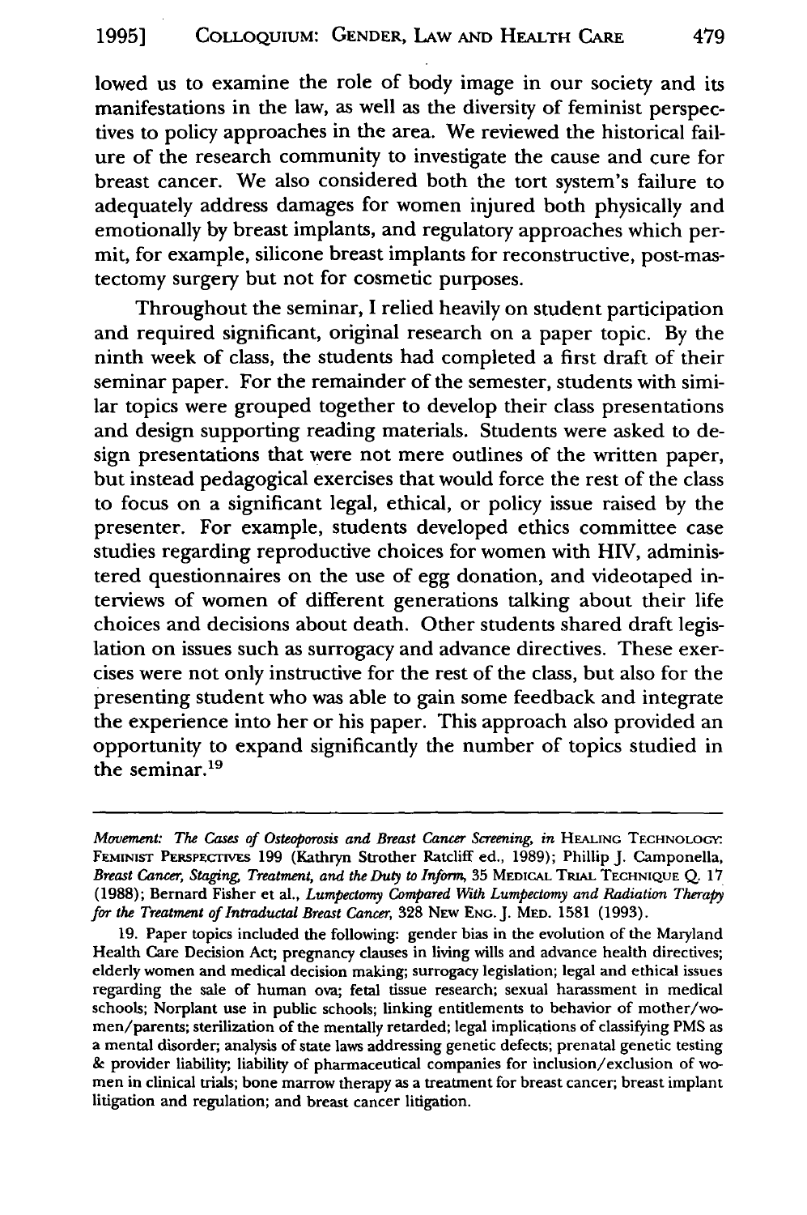lowed us to examine the role of body image in our society and its manifestations in the law, as well as the diversity of feminist perspectives to policy approaches in the area. We reviewed the historical failure of the research community to investigate the cause and cure for breast cancer. We also considered both the tort system's failure to adequately address damages for women injured both physically and emotionally by breast implants, and regulatory approaches which permit, for example, silicone breast implants for reconstructive, post-mastectomy surgery but not for cosmetic purposes.

Throughout the seminar, I relied heavily on student participation and required significant, original research on a paper topic. By the ninth week of class, the students had completed a first draft of their seminar paper. For the remainder of the semester, students with similar topics were grouped together to develop their class presentations and design supporting reading materials. Students were asked to design presentations that were not mere outlines of the written paper, but instead pedagogical exercises that would force the rest of the class to focus on a significant legal, ethical, or policy issue raised by the presenter. For example, students developed ethics committee case studies regarding reproductive choices for women with HIV, administered questionnaires on the use of egg donation, and videotaped interviews of women of different generations talking about their life choices and decisions about death. Other students shared draft legislation on issues such as surrogacy and advance directives. These exercises were not only instructive for the rest of the class, but also for the presenting student who was able to gain some feedback and integrate the experience into her or his paper. This approach also provided an opportunity to expand significantly the number of topics studied in the seminar.[19]

---

*Movement: The Cases of Osteoporosis and Breast Cancer Screening*, *in* HEALING TECHNOLOGY: FEMINIST PERSPECTIVES 199 (Kathryn Strother Ratcliff ed., 1989); Phillip J. Camponella, *Breast Cancer, Staging, Treatment, and the Duty to Inform*, 35 MEDICAL TRIAL TECHNIQUE Q. 17 (1988); Bernard Fisher et al., *Lumpectomy Compared With Lumpectomy and Radiation Therapy for the Treatment of Intraductal Breast Cancer*, 328 NEW ENG. J. MED. 1581 (1993).

19. Paper topics included the following: gender bias in the evolution of the Maryland Health Care Decision Act; pregnancy clauses in living wills and advance health directives; elderly women and medical decision making; surrogacy legislation; legal and ethical issues regarding the sale of human ova; fetal tissue research; sexual harassment in medical schools; Norplant use in public schools; linking entitlements to behavior of mother/women/parents; sterilization of the mentally retarded; legal implications of classifying PMS as a mental disorder; analysis of state laws addressing genetic defects; prenatal genetic testing & provider liability; liability of pharmaceutical companies for inclusion/exclusion of women in clinical trials; bone marrow therapy as a treatment for breast cancer; breast implant litigation and regulation; and breast cancer litigation.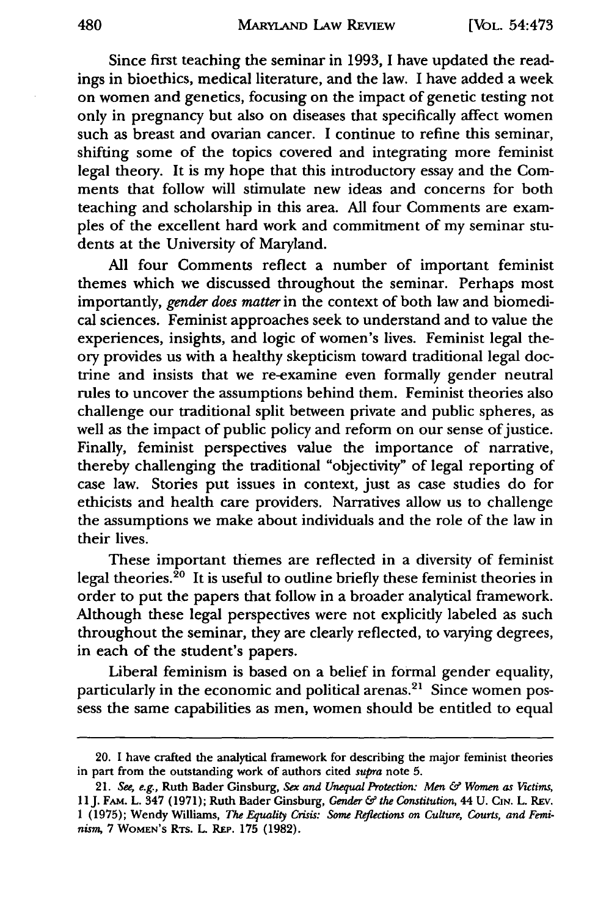Since first teaching the seminar in 1993, I have updated the readings in bioethics, medical literature, and the law. I have added a week on women and genetics, focusing on the impact of genetic testing not only in pregnancy but also on diseases that specifically affect women such as breast and ovarian cancer. I continue to refine this seminar, shifting some of the topics covered and integrating more feminist legal theory. It is my hope that this introductory essay and the Comments that follow will stimulate new ideas and concerns for both teaching and scholarship in this area. All four Comments are examples of the excellent hard work and commitment of my seminar students at the University of Maryland.

All four Comments reflect a number of important feminist themes which we discussed throughout the seminar. Perhaps most importantly, *gender does matter* in the context of both law and biomedical sciences. Feminist approaches seek to understand and to value the experiences, insights, and logic of women's lives. Feminist legal theory provides us with a healthy skepticism toward traditional legal doctrine and insists that we re-examine even formally gender neutral rules to uncover the assumptions behind them. Feminist theories also challenge our traditional split between private and public spheres, as well as the impact of public policy and reform on our sense of justice. Finally, feminist perspectives value the importance of narrative, thereby challenging the traditional "objectivity" of legal reporting of case law. Stories put issues in context, just as case studies do for ethicists and health care providers. Narratives allow us to challenge the assumptions we make about individuals and the role of the law in their lives.

These important themes are reflected in a diversity of feminist legal theories.[20] It is useful to outline briefly these feminist theories in order to put the papers that follow in a broader analytical framework. Although these legal perspectives were not explicitly labeled as such throughout the seminar, they are clearly reflected, to varying degrees, in each of the student's papers.

Liberal feminism is based on a belief in formal gender equality, particularly in the economic and political arenas.[21] Since women possess the same capabilities as men, women should be entitled to equal

---

20. I have crafted the analytical framework for describing the major feminist theories in part from the outstanding work of authors cited *supra* note 5.

21. *See, e.g.*, Ruth Bader Ginsburg, *Sex and Unequal Protection: Men & Women as Victims*, 11 J. FAM. L. 347 (1971); Ruth Bader Ginsburg, *Gender & the Constitution*, 44 U. CIN. L. REV. 1 (1975); Wendy Williams, *The Equality Crisis: Some Reflections on Culture, Courts, and Feminism*, 7 WOMEN'S RTS. L. REP. 175 (1982).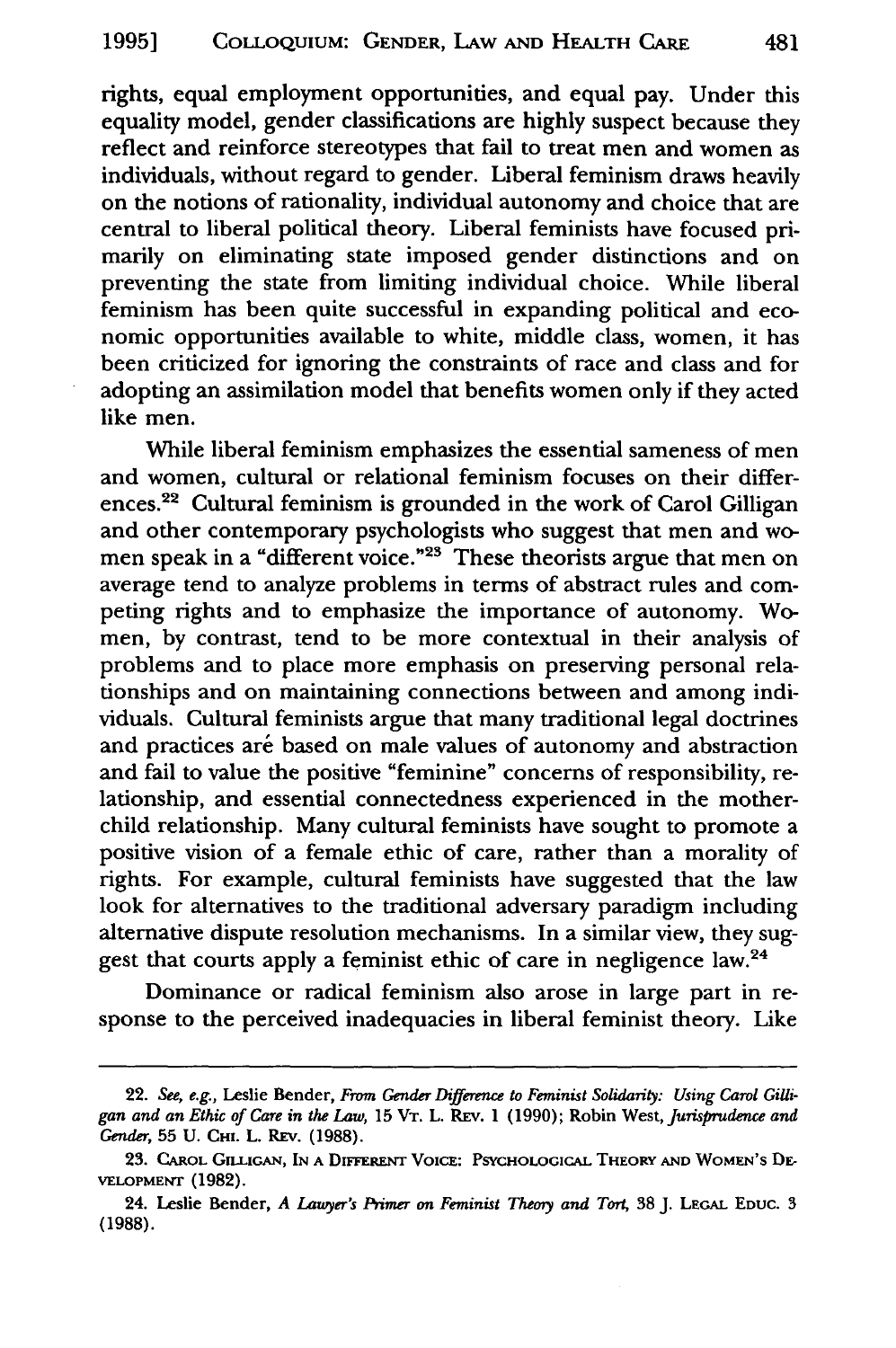rights, equal employment opportunities, and equal pay. Under this equality model, gender classifications are highly suspect because they reflect and reinforce stereotypes that fail to treat men and women as individuals, without regard to gender. Liberal feminism draws heavily on the notions of rationality, individual autonomy and choice that are central to liberal political theory. Liberal feminists have focused primarily on eliminating state imposed gender distinctions and on preventing the state from limiting individual choice. While liberal feminism has been quite successful in expanding political and economic opportunities available to white, middle class, women, it has been criticized for ignoring the constraints of race and class and for adopting an assimilation model that benefits women only if they acted like men.

While liberal feminism emphasizes the essential sameness of men and women, cultural or relational feminism focuses on their differences.[22] Cultural feminism is grounded in the work of Carol Gilligan and other contemporary psychologists who suggest that men and women speak in a "different voice."[23] These theorists argue that men on average tend to analyze problems in terms of abstract rules and competing rights and to emphasize the importance of autonomy. Women, by contrast, tend to be more contextual in their analysis of problems and to place more emphasis on preserving personal relationships and on maintaining connections between and among individuals. Cultural feminists argue that many traditional legal doctrines and practices are based on male values of autonomy and abstraction and fail to value the positive "feminine" concerns of responsibility, relationship, and essential connectedness experienced in the mother-child relationship. Many cultural feminists have sought to promote a positive vision of a female ethic of care, rather than a morality of rights. For example, cultural feminists have suggested that the law look for alternatives to the traditional adversary paradigm including alternative dispute resolution mechanisms. In a similar view, they suggest that courts apply a feminist ethic of care in negligence law.[24]

Dominance or radical feminism also arose in large part in response to the perceived inadequacies in liberal feminist theory. Like

---

22. *See, e.g.*, Leslie Bender, *From Gender Difference to Feminist Solidarity: Using Carol Gilligan and an Ethic of Care in the Law*, 15 VT. L. REV. 1 (1990); Robin West, *Jurisprudence and Gender*, 55 U. CHI. L. REV. (1988).

23. CAROL GILLIGAN, IN A DIFFERENT VOICE: PSYCHOLOGICAL THEORY AND WOMEN'S DEVELOPMENT (1982).

24. Leslie Bender, *A Lawyer's Primer on Feminist Theory and Tort*, 38 J. LEGAL EDUC. 3 (1988).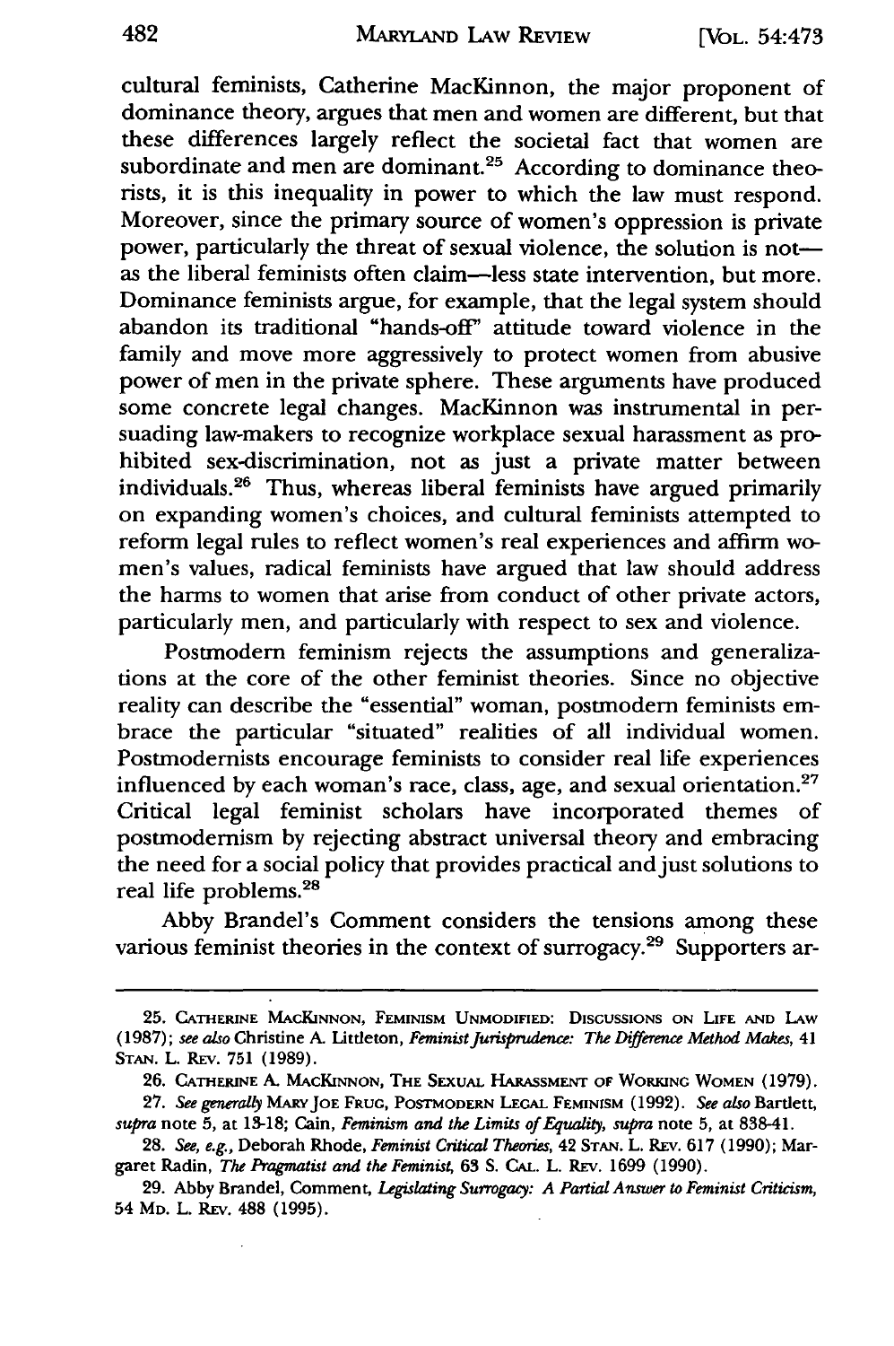cultural feminists, Catherine MacKinnon, the major proponent of dominance theory, argues that men and women are different, but that these differences largely reflect the societal fact that women are subordinate and men are dominant.[25] According to dominance theorists, it is this inequality in power to which the law must respond. Moreover, since the primary source of women's oppression is private power, particularly the threat of sexual violence, the solution is not—as the liberal feminists often claim—less state intervention, but more. Dominance feminists argue, for example, that the legal system should abandon its traditional "hands-off" attitude toward violence in the family and move more aggressively to protect women from abusive power of men in the private sphere. These arguments have produced some concrete legal changes. MacKinnon was instrumental in persuading law-makers to recognize workplace sexual harassment as prohibited sex-discrimination, not as just a private matter between individuals.[26] Thus, whereas liberal feminists have argued primarily on expanding women's choices, and cultural feminists attempted to reform legal rules to reflect women's real experiences and affirm women's values, radical feminists have argued that law should address the harms to women that arise from conduct of other private actors, particularly men, and particularly with respect to sex and violence.

Postmodern feminism rejects the assumptions and generalizations at the core of the other feminist theories. Since no objective reality can describe the "essential" woman, postmodern feminists embrace the particular "situated" realities of all individual women. Postmodernists encourage feminists to consider real life experiences influenced by each woman's race, class, age, and sexual orientation.[27] Critical legal feminist scholars have incorporated themes of postmodernism by rejecting abstract universal theory and embracing the need for a social policy that provides practical and just solutions to real life problems.[28]

Abby Brandel's Comment considers the tensions among these various feminist theories in the context of surrogacy.[29] Supporters ar-

---

25. Catherine MacKinnon, Feminism Unmodified: Discussions on Life and Law (1987); *see also* Christine A. Littleton, *Feminist Jurisprudence: The Difference Method Makes*, 41 Stan. L. Rev. 751 (1989).

26. Catherine A. MacKinnon, The Sexual Harassment of Working Women (1979).

27. *See generally* Mary Joe Frug, Postmodern Legal Feminism (1992). *See also* Bartlett, *supra* note 5, at 13-18; Cain, *Feminism and the Limits of Equality*, *supra* note 5, at 838-41.

28. *See, e.g.*, Deborah Rhode, *Feminist Critical Theories*, 42 Stan. L. Rev. 617 (1990); Margaret Radin, *The Pragmatist and the Feminist*, 63 S. Cal. L. Rev. 1699 (1990).

29. Abby Brandel, Comment, *Legislating Surrogacy: A Partial Answer to Feminist Criticism*, 54 Md. L. Rev. 488 (1995).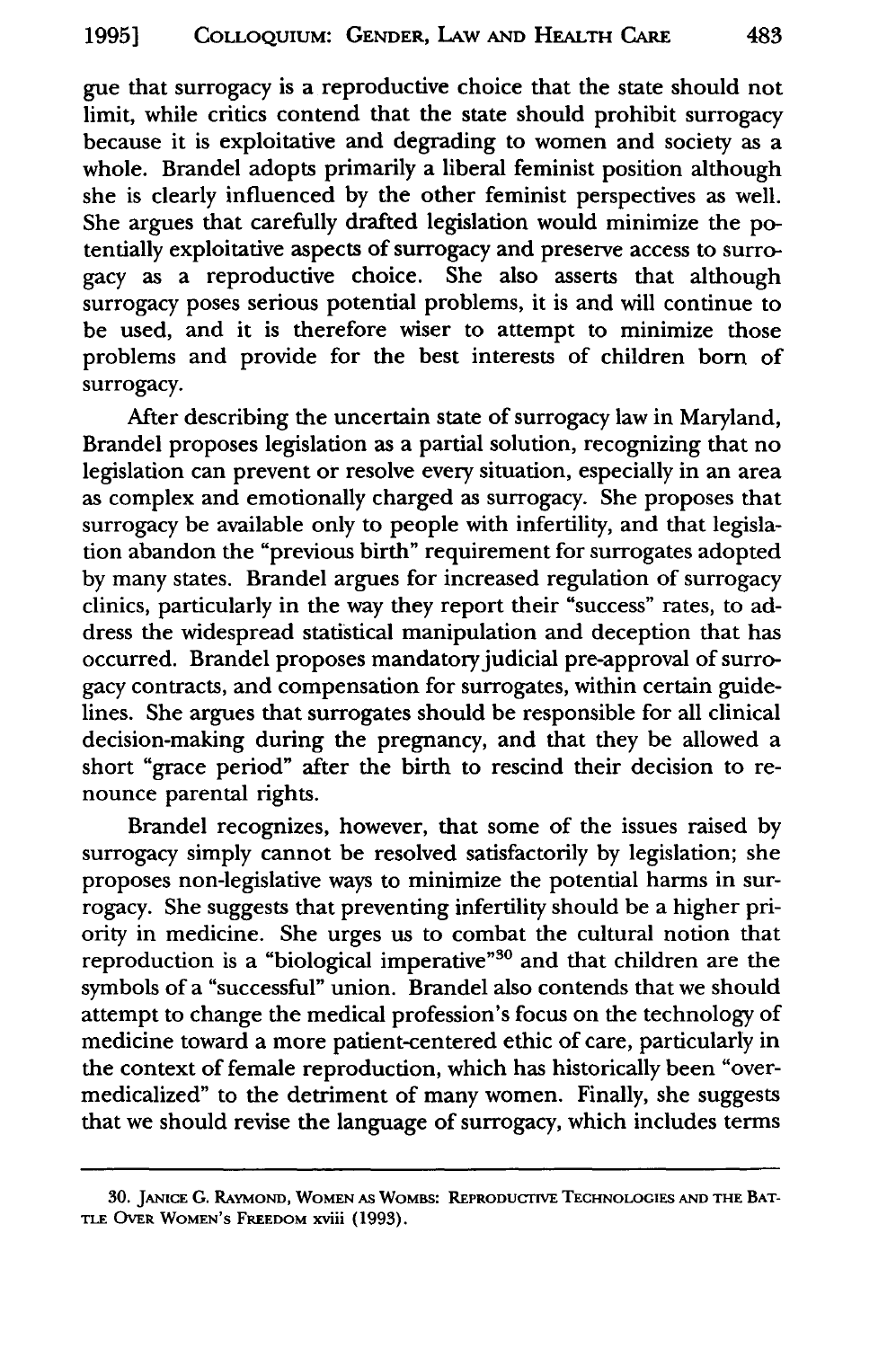gue that surrogacy is a reproductive choice that the state should not limit, while critics contend that the state should prohibit surrogacy because it is exploitative and degrading to women and society as a whole. Brandel adopts primarily a liberal feminist position although she is clearly influenced by the other feminist perspectives as well. She argues that carefully drafted legislation would minimize the potentially exploitative aspects of surrogacy and preserve access to surrogacy as a reproductive choice. She also asserts that although surrogacy poses serious potential problems, it is and will continue to be used, and it is therefore wiser to attempt to minimize those problems and provide for the best interests of children born of surrogacy.

After describing the uncertain state of surrogacy law in Maryland, Brandel proposes legislation as a partial solution, recognizing that no legislation can prevent or resolve every situation, especially in an area as complex and emotionally charged as surrogacy. She proposes that surrogacy be available only to people with infertility, and that legislation abandon the "previous birth" requirement for surrogates adopted by many states. Brandel argues for increased regulation of surrogacy clinics, particularly in the way they report their "success" rates, to address the widespread statistical manipulation and deception that has occurred. Brandel proposes mandatory judicial pre-approval of surrogacy contracts, and compensation for surrogates, within certain guidelines. She argues that surrogates should be responsible for all clinical decision-making during the pregnancy, and that they be allowed a short "grace period" after the birth to rescind their decision to renounce parental rights.

Brandel recognizes, however, that some of the issues raised by surrogacy simply cannot be resolved satisfactorily by legislation; she proposes non-legislative ways to minimize the potential harms in surrogacy. She suggests that preventing infertility should be a higher priority in medicine. She urges us to combat the cultural notion that reproduction is a "biological imperative"[30] and that children are the symbols of a "successful" union. Brandel also contends that we should attempt to change the medical profession's focus on the technology of medicine toward a more patient-centered ethic of care, particularly in the context of female reproduction, which has historically been "over-medicalized" to the detriment of many women. Finally, she suggests that we should revise the language of surrogacy, which includes terms

---

30. Janice G. Raymond, Women as Wombs: Reproductive Technologies and the Battle Over Women's Freedom xviii (1993).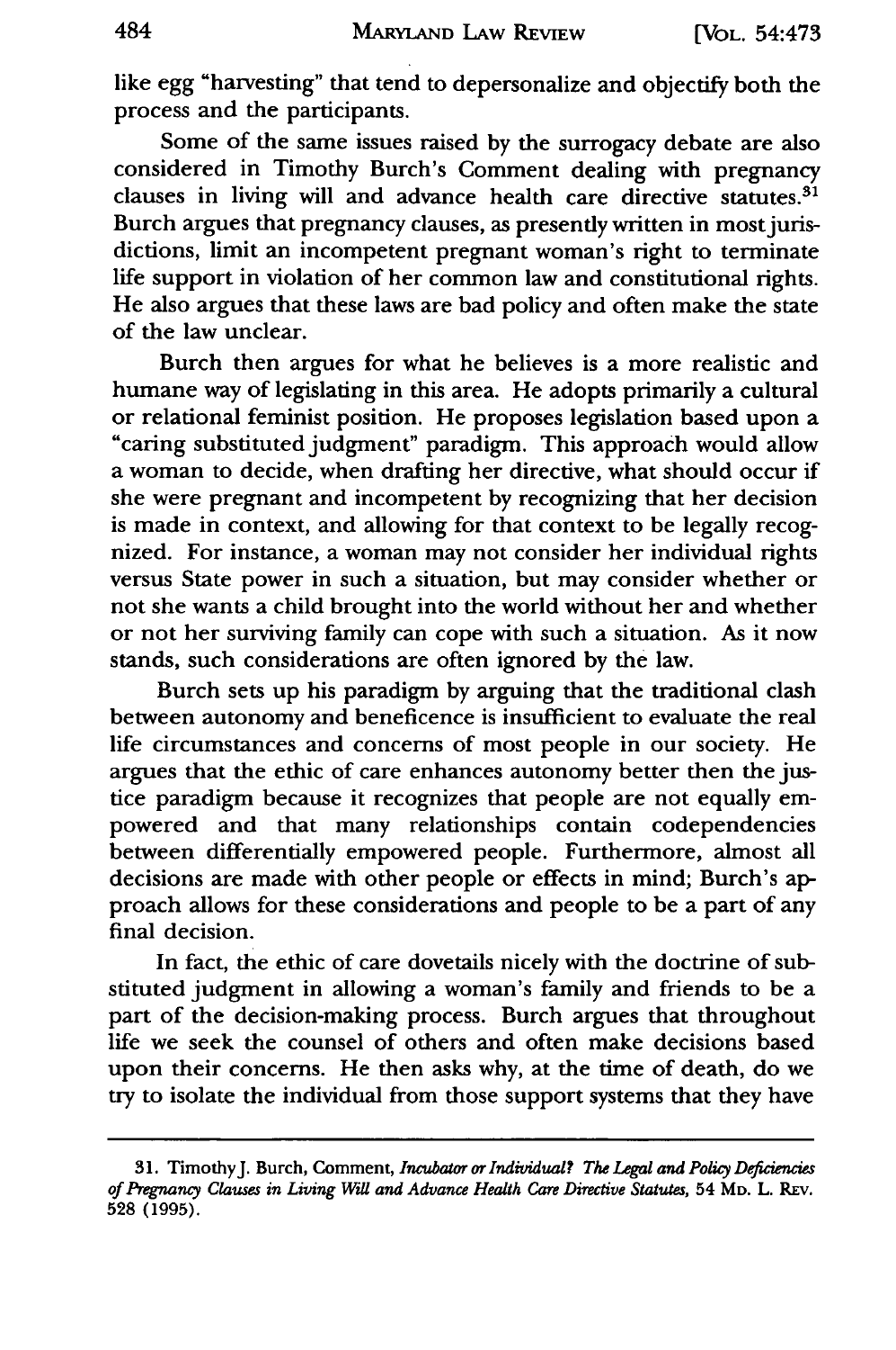like egg "harvesting" that tend to depersonalize and objectify both the process and the participants.

Some of the same issues raised by the surrogacy debate are also considered in Timothy Burch's Comment dealing with pregnancy clauses in living will and advance health care directive statutes.[31] Burch argues that pregnancy clauses, as presently written in most jurisdictions, limit an incompetent pregnant woman's right to terminate life support in violation of her common law and constitutional rights. He also argues that these laws are bad policy and often make the state of the law unclear.

Burch then argues for what he believes is a more realistic and humane way of legislating in this area. He adopts primarily a cultural or relational feminist position. He proposes legislation based upon a "caring substituted judgment" paradigm. This approach would allow a woman to decide, when drafting her directive, what should occur if she were pregnant and incompetent by recognizing that her decision is made in context, and allowing for that context to be legally recognized. For instance, a woman may not consider her individual rights versus State power in such a situation, but may consider whether or not she wants a child brought into the world without her and whether or not her surviving family can cope with such a situation. As it now stands, such considerations are often ignored by the law.

Burch sets up his paradigm by arguing that the traditional clash between autonomy and beneficence is insufficient to evaluate the real life circumstances and concerns of most people in our society. He argues that the ethic of care enhances autonomy better then the justice paradigm because it recognizes that people are not equally empowered and that many relationships contain codependencies between differentially empowered people. Furthermore, almost all decisions are made with other people or effects in mind; Burch's approach allows for these considerations and people to be a part of any final decision.

In fact, the ethic of care dovetails nicely with the doctrine of substituted judgment in allowing a woman's family and friends to be a part of the decision-making process. Burch argues that throughout life we seek the counsel of others and often make decisions based upon their concerns. He then asks why, at the time of death, do we try to isolate the individual from those support systems that they have

---

31. Timothy J. Burch, Comment, *Incubator or Individual? The Legal and Policy Deficiencies of Pregnancy Clauses in Living Will and Advance Health Care Directive Statutes*, 54 Md. L. Rev. 528 (1995).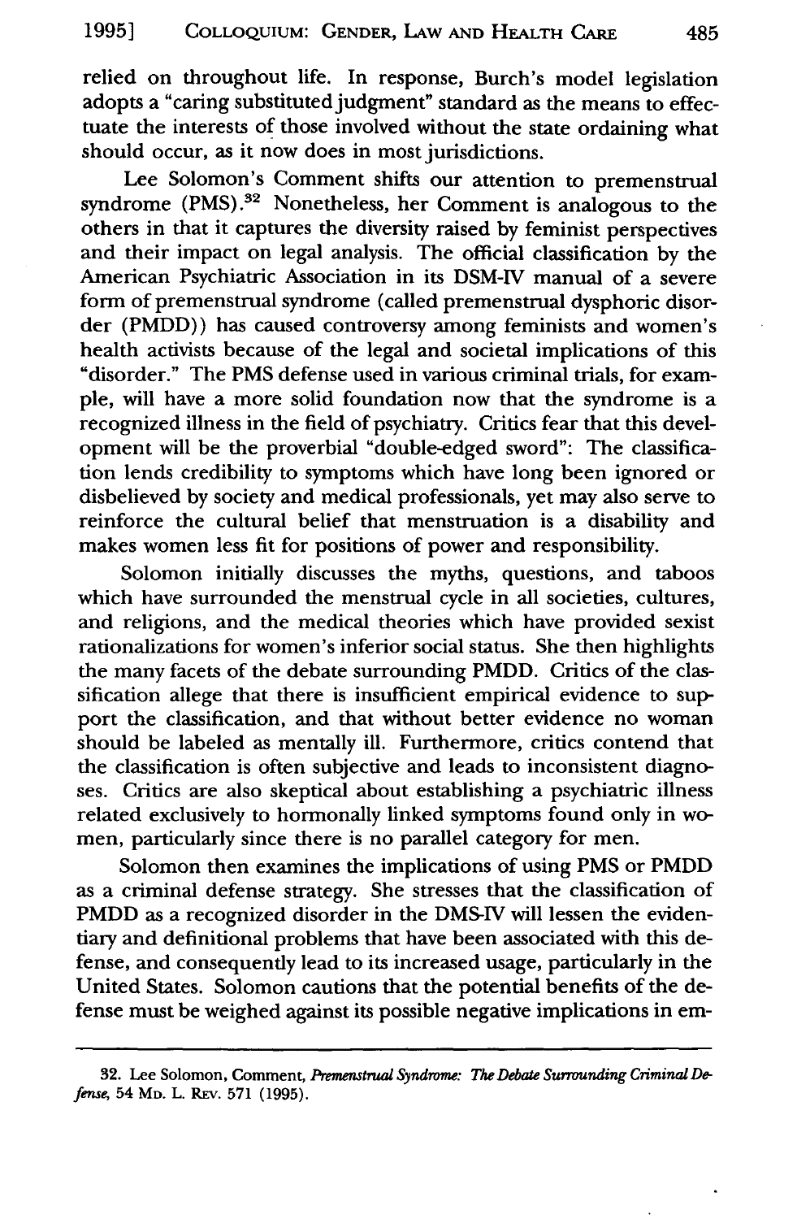relied on throughout life. In response, Burch's model legislation adopts a "caring substituted judgment" standard as the means to effectuate the interests of those involved without the state ordaining what should occur, as it now does in most jurisdictions.

Lee Solomon's Comment shifts our attention to premenstrual syndrome (PMS).[32] Nonetheless, her Comment is analogous to the others in that it captures the diversity raised by feminist perspectives and their impact on legal analysis. The official classification by the American Psychiatric Association in its DSM-IV manual of a severe form of premenstrual syndrome (called premenstrual dysphoric disorder (PMDD)) has caused controversy among feminists and women's health activists because of the legal and societal implications of this "disorder." The PMS defense used in various criminal trials, for example, will have a more solid foundation now that the syndrome is a recognized illness in the field of psychiatry. Critics fear that this development will be the proverbial "double-edged sword": The classification lends credibility to symptoms which have long been ignored or disbelieved by society and medical professionals, yet may also serve to reinforce the cultural belief that menstruation is a disability and makes women less fit for positions of power and responsibility.

Solomon initially discusses the myths, questions, and taboos which have surrounded the menstrual cycle in all societies, cultures, and religions, and the medical theories which have provided sexist rationalizations for women's inferior social status. She then highlights the many facets of the debate surrounding PMDD. Critics of the classification allege that there is insufficient empirical evidence to support the classification, and that without better evidence no woman should be labeled as mentally ill. Furthermore, critics contend that the classification is often subjective and leads to inconsistent diagnoses. Critics are also skeptical about establishing a psychiatric illness related exclusively to hormonally linked symptoms found only in women, particularly since there is no parallel category for men.

Solomon then examines the implications of using PMS or PMDD as a criminal defense strategy. She stresses that the classification of PMDD as a recognized disorder in the DMS-IV will lessen the evidentiary and definitional problems that have been associated with this defense, and consequently lead to its increased usage, particularly in the United States. Solomon cautions that the potential benefits of the defense must be weighed against its possible negative implications in em-

---

32. Lee Solomon, Comment, *Premenstrual Syndrome: The Debate Surrounding Criminal Defense*, 54 MD. L. REV. 571 (1995).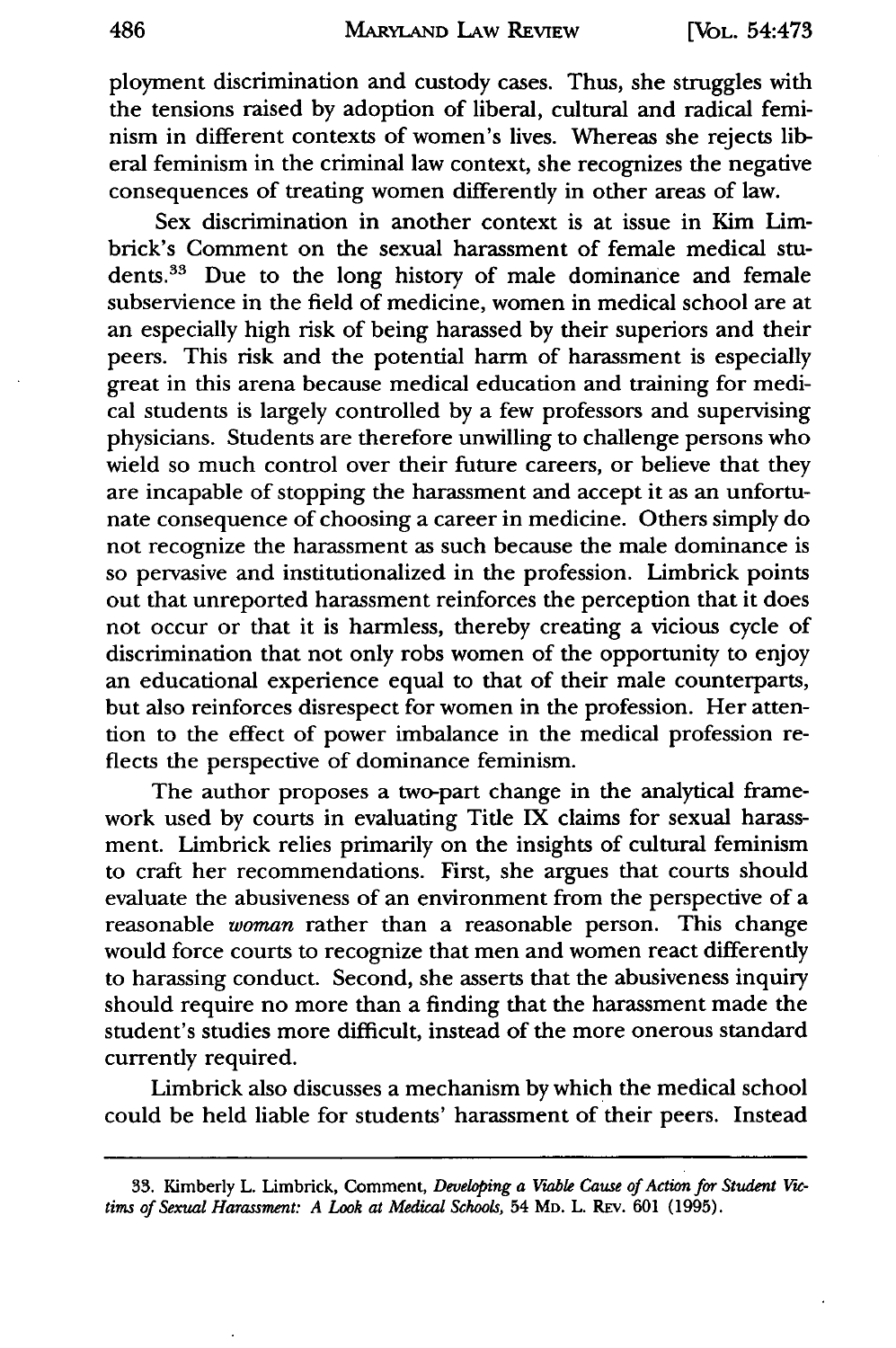ployment discrimination and custody cases. Thus, she struggles with the tensions raised by adoption of liberal, cultural and radical feminism in different contexts of women's lives. Whereas she rejects liberal feminism in the criminal law context, she recognizes the negative consequences of treating women differently in other areas of law.

Sex discrimination in another context is at issue in Kim Limbrick's Comment on the sexual harassment of female medical students.[33] Due to the long history of male dominance and female subservience in the field of medicine, women in medical school are at an especially high risk of being harassed by their superiors and their peers. This risk and the potential harm of harassment is especially great in this arena because medical education and training for medical students is largely controlled by a few professors and supervising physicians. Students are therefore unwilling to challenge persons who wield so much control over their future careers, or believe that they are incapable of stopping the harassment and accept it as an unfortunate consequence of choosing a career in medicine. Others simply do not recognize the harassment as such because the male dominance is so pervasive and institutionalized in the profession. Limbrick points out that unreported harassment reinforces the perception that it does not occur or that it is harmless, thereby creating a vicious cycle of discrimination that not only robs women of the opportunity to enjoy an educational experience equal to that of their male counterparts, but also reinforces disrespect for women in the profession. Her attention to the effect of power imbalance in the medical profession reflects the perspective of dominance feminism.

The author proposes a two-part change in the analytical framework used by courts in evaluating Title IX claims for sexual harassment. Limbrick relies primarily on the insights of cultural feminism to craft her recommendations. First, she argues that courts should evaluate the abusiveness of an environment from the perspective of a reasonable *woman* rather than a reasonable person. This change would force courts to recognize that men and women react differently to harassing conduct. Second, she asserts that the abusiveness inquiry should require no more than a finding that the harassment made the student's studies more difficult, instead of the more onerous standard currently required.

Limbrick also discusses a mechanism by which the medical school could be held liable for students' harassment of their peers. Instead

---

33. Kimberly L. Limbrick, Comment, *Developing a Viable Cause of Action for Student Victims of Sexual Harassment: A Look at Medical Schools*, 54 MD. L. REV. 601 (1995).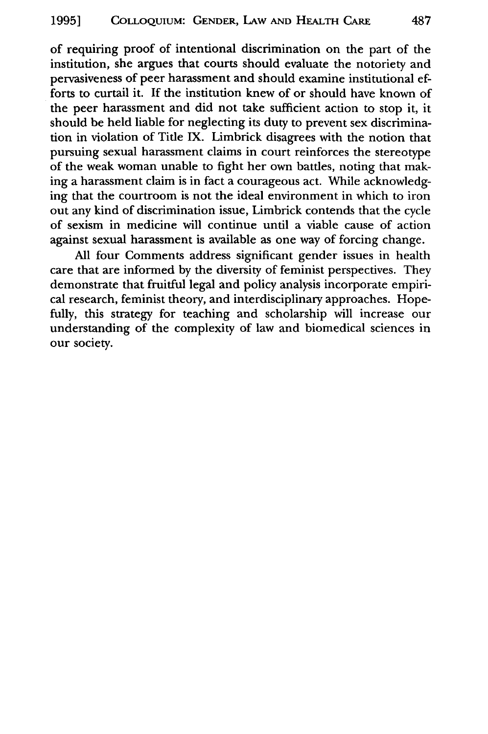of requiring proof of intentional discrimination on the part of the institution, she argues that courts should evaluate the notoriety and pervasiveness of peer harassment and should examine institutional efforts to curtail it. If the institution knew of or should have known of the peer harassment and did not take sufficient action to stop it, it should be held liable for neglecting its duty to prevent sex discrimination in violation of Title IX. Limbrick disagrees with the notion that pursuing sexual harassment claims in court reinforces the stereotype of the weak woman unable to fight her own battles, noting that making a harassment claim is in fact a courageous act. While acknowledging that the courtroom is not the ideal environment in which to iron out any kind of discrimination issue, Limbrick contends that the cycle of sexism in medicine will continue until a viable cause of action against sexual harassment is available as one way of forcing change.

All four Comments address significant gender issues in health care that are informed by the diversity of feminist perspectives. They demonstrate that fruitful legal and policy analysis incorporate empirical research, feminist theory, and interdisciplinary approaches. Hopefully, this strategy for teaching and scholarship will increase our understanding of the complexity of law and biomedical sciences in our society.